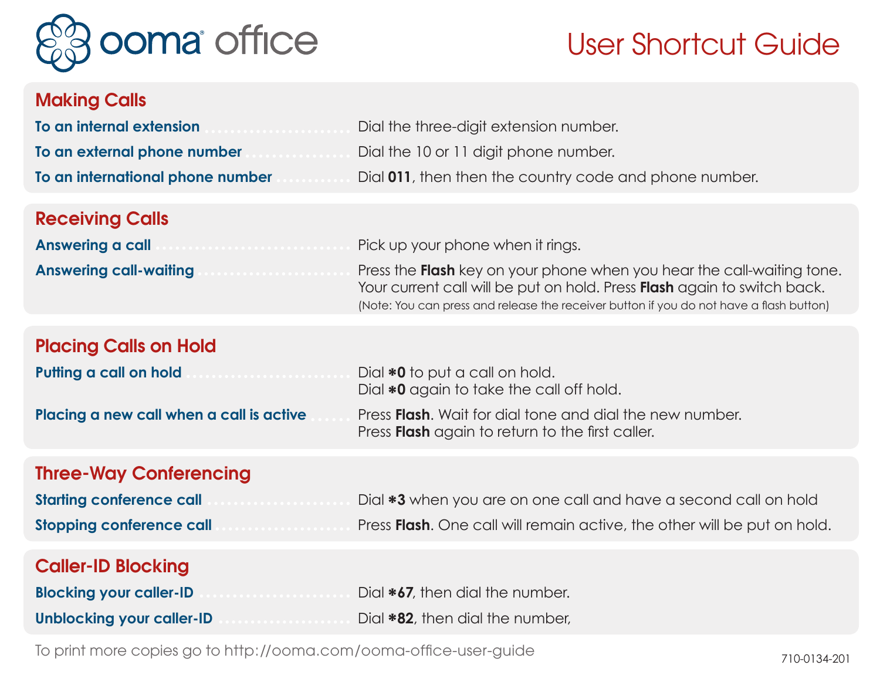# ooma office

# User Shortcut Guide

## Making Calls

**To an internal extension** .......... Dial the three-digit extension number.

**To an external phone number** .......... Dial the 10 or 11 digit phone number.

**To an international phone number** .......... Dial **011**, then then the country code and phone number.

## Receiving Calls

**Answering a call** .......... Pick up your phone when it rings.

**Answering call-waiting** .......... Press the **Flash** key on your phone when you hear the call-waiting tone. Your current call will be put on hold. Press **Flash** again to switch back. (Note: You can press and release the receiver button if you do not have a flash button)

## Placing Calls on Hold

**Putting a call on hold** .......... Dial **\*0** to put a call on hold. Dial **\*0** again to take the call off hold.

**Placing a new call when a call is active** .......... Press **Flash**. Wait for dial tone and dial the new number. Press **Flash** again to return to the first caller.

## Three-Way Conferencing

**Starting conference call** .......... Dial **\*3** when you are on one call and have a second call on hold

**Stopping conference call** .......... Press **Flash**. One call will remain active, the other will be put on hold.

## Caller-ID Blocking

**Blocking your caller-ID** .......... Dial **\*67**, then dial the number.

**Unblocking your caller-ID** .......... Dial **\*82**, then dial the number,

To print more copies go to http://ooma.com/ooma-office-user-guide

710-0134-201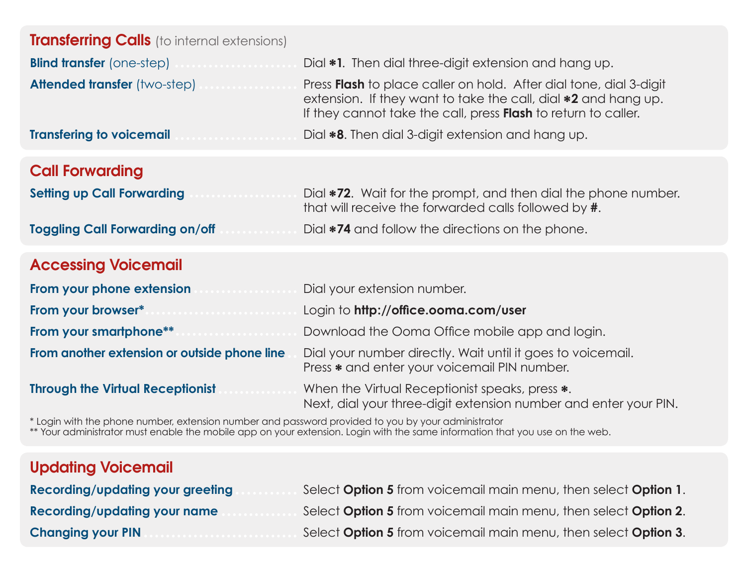## Transferring Calls (to internal extensions)

| | |
|---|---|
| **Blind transfer** (one-step) | Dial *1. Then dial three-digit extension and hang up. |
| **Attended transfer** (two-step) | Press **Flash** to place caller on hold. After dial tone, dial 3-digit extension. If they want to take the call, dial ***2** and hang up. If they cannot take the call, press **Flash** to return to caller. |
| **Transfering to voicemail** | Dial ***8**. Then dial 3-digit extension and hang up. |

## Call Forwarding

| | |
|---|---|
| **Setting up Call Forwarding** | Dial ***72**. Wait for the prompt, and then dial the phone number. that will receive the forwarded calls followed by **#**. |
| **Toggling Call Forwarding on/off** | Dial ***74** and follow the directions on the phone. |

## Accessing Voicemail

| | |
|---|---|
| **From your phone extension** | Dial your extension number. |
| **From your browser*** | Login to **http://office.ooma.com/user** |
| **From your smartphone**** | Download the Ooma Office mobile app and login. |
| **From another extension or outside phone line** | Dial your number directly. Wait until it goes to voicemail. Press * and enter your voicemail PIN number. |
| **Through the Virtual Receptionist** | When the Virtual Receptionist speaks, press *. Next, dial your three-digit extension number and enter your PIN. |

* Login with the phone number, extension number and password provided to you by your administrator
** Your administrator must enable the mobile app on your extension. Login with the same information that you use on the web.

## Updating Voicemail

| | |
|---|---|
| **Recording/updating your greeting** | Select **Option 5** from voicemail main menu, then select **Option 1**. |
| **Recording/updating your name** | Select **Option 5** from voicemail main menu, then select **Option 2**. |
| **Changing your PIN** | Select **Option 5** from voicemail main menu, then select **Option 3**. |